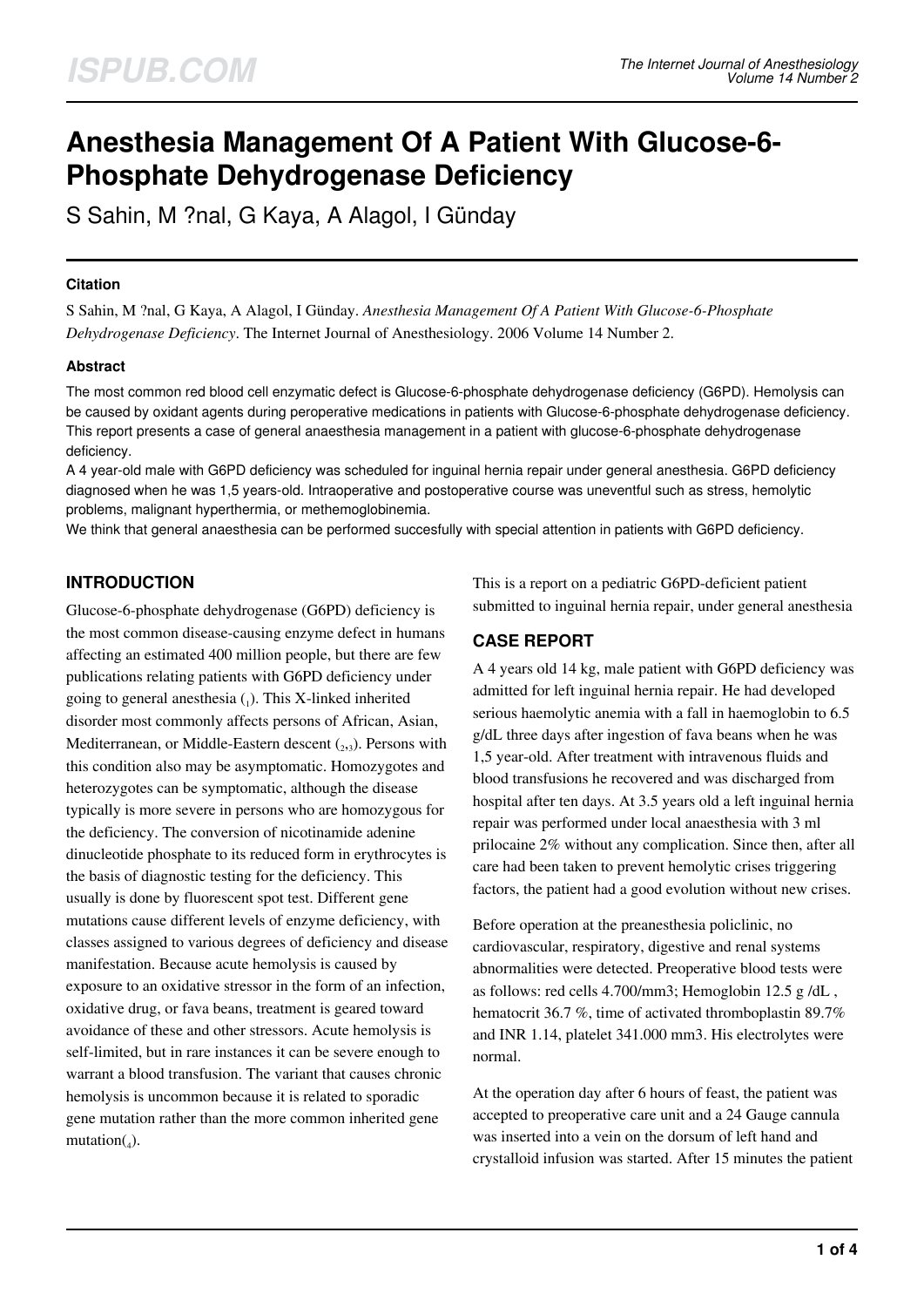# Anesthesia Management Of A Patient With Glucose-6-Phosphate Dehydrogenase Deficiency

S Sahin, M ?nal, G Kaya, A Alagol, I Günday

### Citation

S Sahin, M ?nal, G Kaya, A Alagol, I Günday. *Anesthesia Management Of A Patient With Glucose-6-Phosphate Dehydrogenase Deficiency*. The Internet Journal of Anesthesiology. 2006 Volume 14 Number 2.

### Abstract

The most common red blood cell enzymatic defect is Glucose-6-phosphate dehydrogenase deficiency (G6PD). Hemolysis can be caused by oxidant agents during peroperative medications in patients with Glucose-6-phosphate dehydrogenase deficiency. This report presents a case of general anaesthesia management in a patient with glucose-6-phosphate dehydrogenase deficiency.

A 4 year-old male with G6PD deficiency was scheduled for inguinal hernia repair under general anesthesia. G6PD deficiency diagnosed when he was 1,5 years-old. Intraoperative and postoperative course was uneventful such as stress, hemolytic problems, malignant hyperthermia, or methemoglobinemia.

We think that general anaesthesia can be performed succesfully with special attention in patients with G6PD deficiency.

## INTRODUCTION

Glucose-6-phosphate dehydrogenase (G6PD) deficiency is the most common disease-causing enzyme defect in humans affecting an estimated 400 million people, but there are few publications relating patients with G6PD deficiency under going to general anesthesia ([1]). This X-linked inherited disorder most commonly affects persons of African, Asian, Mediterranean, or Middle-Eastern descent ([2,3]). Persons with this condition also may be asymptomatic. Homozygotes and heterozygotes can be symptomatic, although the disease typically is more severe in persons who are homozygous for the deficiency. The conversion of nicotinamide adenine dinucleotide phosphate to its reduced form in erythrocytes is the basis of diagnostic testing for the deficiency. This usually is done by fluorescent spot test. Different gene mutations cause different levels of enzyme deficiency, with classes assigned to various degrees of deficiency and disease manifestation. Because acute hemolysis is caused by exposure to an oxidative stressor in the form of an infection, oxidative drug, or fava beans, treatment is geared toward avoidance of these and other stressors. Acute hemolysis is self-limited, but in rare instances it can be severe enough to warrant a blood transfusion. The variant that causes chronic hemolysis is uncommon because it is related to sporadic gene mutation rather than the more common inherited gene mutation([4]).

This is a report on a pediatric G6PD-deficient patient submitted to inguinal hernia repair, under general anesthesia

## CASE REPORT

A 4 years old 14 kg, male patient with G6PD deficiency was admitted for left inguinal hernia repair. He had developed serious haemolytic anemia with a fall in haemoglobin to 6.5 g/dL three days after ingestion of fava beans when he was 1,5 year-old. After treatment with intravenous fluids and blood transfusions he recovered and was discharged from hospital after ten days. At 3.5 years old a left inguinal hernia repair was performed under local anaesthesia with 3 ml prilocaine 2% without any complication. Since then, after all care had been taken to prevent hemolytic crises triggering factors, the patient had a good evolution without new crises.

Before operation at the preanesthesia policlinic, no cardiovascular, respiratory, digestive and renal systems abnormalities were detected. Preoperative blood tests were as follows: red cells 4.700/mm3; Hemoglobin 12.5 g /dL , hematocrit 36.7 %, time of activated thromboplastin 89.7% and INR 1.14, platelet 341.000 mm3. His electrolytes were normal.

At the operation day after 6 hours of feast, the patient was accepted to preoperative care unit and a 24 Gauge cannula was inserted into a vein on the dorsum of left hand and crystalloid infusion was started. After 15 minutes the patient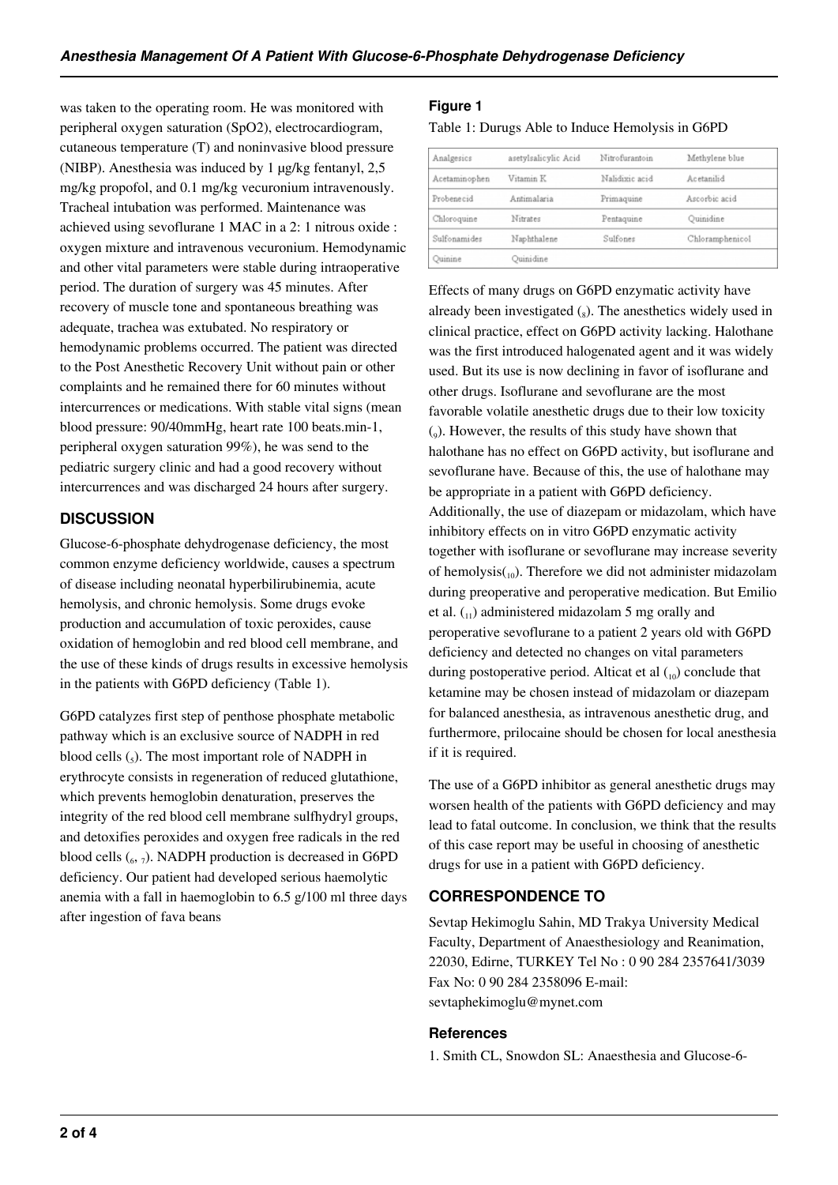was taken to the operating room. He was monitored with peripheral oxygen saturation (SpO2), electrocardiogram, cutaneous temperature (T) and noninvasive blood pressure (NIBP). Anesthesia was induced by 1 µg/kg fentanyl, 2,5 mg/kg propofol, and 0.1 mg/kg vecuronium intravenously. Tracheal intubation was performed. Maintenance was achieved using sevoflurane 1 MAC in a 2: 1 nitrous oxide : oxygen mixture and intravenous vecuronium. Hemodynamic and other vital parameters were stable during intraoperative period. The duration of surgery was 45 minutes. After recovery of muscle tone and spontaneous breathing was adequate, trachea was extubated. No respiratory or hemodynamic problems occurred. The patient was directed to the Post Anesthetic Recovery Unit without pain or other complaints and he remained there for 60 minutes without intercurrences or medications. With stable vital signs (mean blood pressure: 90/40mmHg, heart rate 100 beats.min-1, peripheral oxygen saturation 99%), he was send to the pediatric surgery clinic and had a good recovery without intercurrences and was discharged 24 hours after surgery.

## DISCUSSION

Glucose-6-phosphate dehydrogenase deficiency, the most common enzyme deficiency worldwide, causes a spectrum of disease including neonatal hyperbilirubinemia, acute hemolysis, and chronic hemolysis. Some drugs evoke production and accumulation of toxic peroxides, cause oxidation of hemoglobin and red blood cell membrane, and the use of these kinds of drugs results in excessive hemolysis in the patients with G6PD deficiency (Table 1).

G6PD catalyzes first step of penthose phosphate metabolic pathway which is an exclusive source of NADPH in red blood cells (5). The most important role of NADPH in erythrocyte consists in regeneration of reduced glutathione, which prevents hemoglobin denaturation, preserves the integrity of the red blood cell membrane sulfhydryl groups, and detoxifies peroxides and oxygen free radicals in the red blood cells (6, 7). NADPH production is decreased in G6PD deficiency. Our patient had developed serious haemolytic anemia with a fall in haemoglobin to 6.5 g/100 ml three days after ingestion of fava beans

**Figure 1**

Table 1: Durugs Able to Induce Hemolysis in G6PD

| Analgesics | asetylsalicylic Acid | Nitrofurantoin | Methylene blue |
|---|---|---|---|
| Acetaminophen | Vitamin K | Nalidixic acid | Acetanilid |
| Probenecid | Antimalaria | Primaquine | Ascorbic acid |
| Chloroquine | Nitrates | Pentaquine | Quinidine |
| Sulfonamides | Naphthalene | Sulfones | Chloramphenicol |
| Quinine | Quinidine | | |

Effects of many drugs on G6PD enzymatic activity have already been investigated (8). The anesthetics widely used in clinical practice, effect on G6PD activity lacking. Halothane was the first introduced halogenated agent and it was widely used. But its use is now declining in favor of isoflurane and other drugs. Isoflurane and sevoflurane are the most favorable volatile anesthetic drugs due to their low toxicity (9). However, the results of this study have shown that halothane has no effect on G6PD activity, but isoflurane and sevoflurane have. Because of this, the use of halothane may be appropriate in a patient with G6PD deficiency. Additionally, the use of diazepam or midazolam, which have inhibitory effects on in vitro G6PD enzymatic activity together with isoflurane or sevoflurane may increase severity of hemolysis(10). Therefore we did not administer midazolam during preoperative and peroperative medication. But Emilio et al. (11) administered midazolam 5 mg orally and peroperative sevoflurane to a patient 2 years old with G6PD deficiency and detected no changes on vital parameters during postoperative period. Alticat et al (10) conclude that ketamine may be chosen instead of midazolam or diazepam for balanced anesthesia, as intravenous anesthetic drug, and furthermore, prilocaine should be chosen for local anesthesia if it is required.

The use of a G6PD inhibitor as general anesthetic drugs may worsen health of the patients with G6PD deficiency and may lead to fatal outcome. In conclusion, we think that the results of this case report may be useful in choosing of anesthetic drugs for use in a patient with G6PD deficiency.

## CORRESPONDENCE TO

Sevtap Hekimoglu Sahin, MD Trakya University Medical Faculty, Department of Anaesthesiology and Reanimation, 22030, Edirne, TURKEY Tel No : 0 90 284 2357641/3039 Fax No: 0 90 284 2358096 E-mail: sevtaphekimoglu@mynet.com

### References

1. Smith CL, Snowdon SL: Anaesthesia and Glucose-6-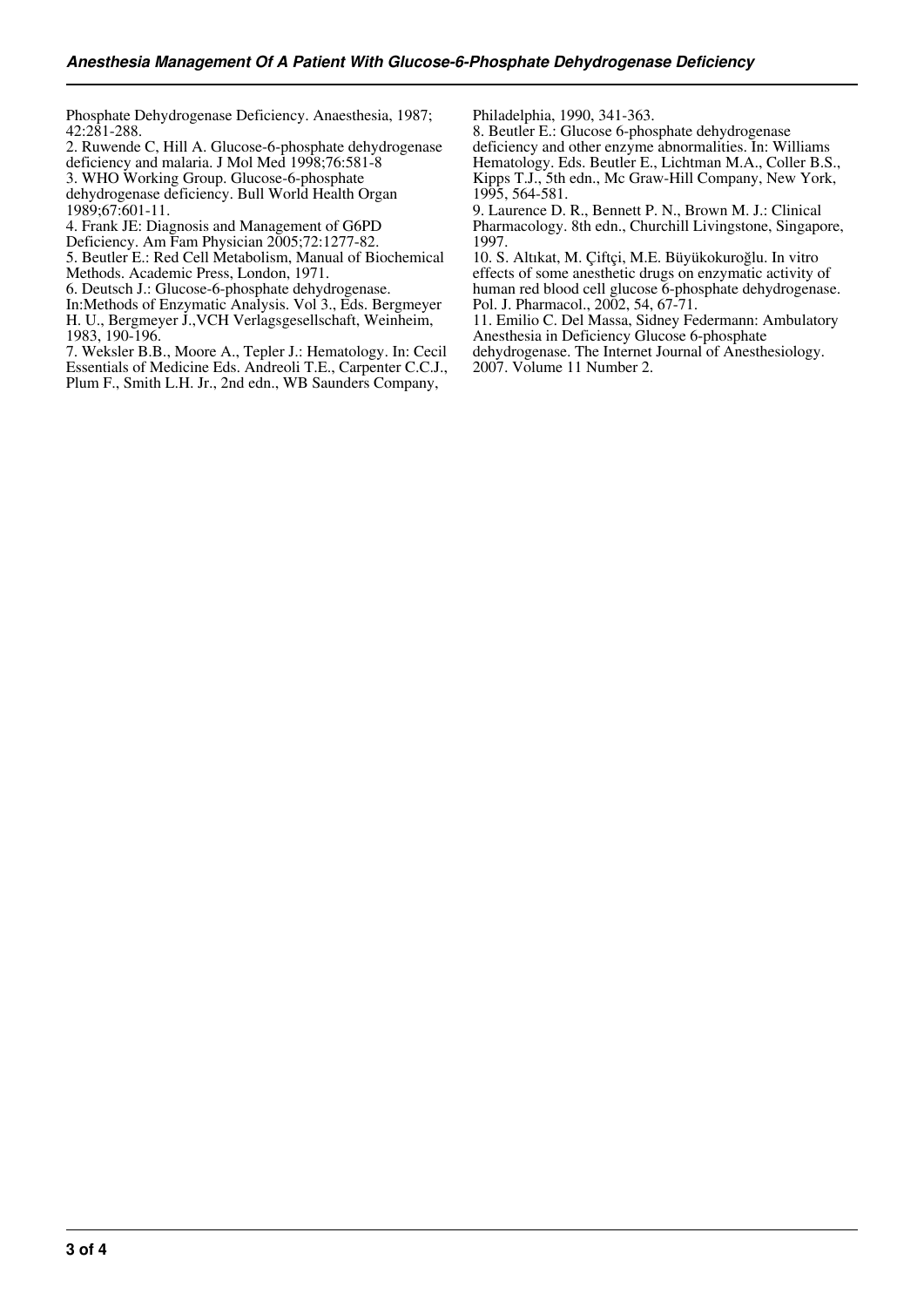Phosphate Dehydrogenase Deficiency. Anaesthesia, 1987; 42:281-288.

2. Ruwende C, Hill A. Glucose-6-phosphate dehydrogenase deficiency and malaria. J Mol Med 1998;76:581-8

3. WHO Working Group. Glucose-6-phosphate dehydrogenase deficiency. Bull World Health Organ 1989;67:601-11.

4. Frank JE: Diagnosis and Management of G6PD Deficiency. Am Fam Physician 2005;72:1277-82.

5. Beutler E.: Red Cell Metabolism, Manual of Biochemical Methods. Academic Press, London, 1971.

6. Deutsch J.: Glucose-6-phosphate dehydrogenase. In:Methods of Enzymatic Analysis. Vol 3., Eds. Bergmeyer H. U., Bergmeyer J.,VCH Verlagsgesellschaft, Weinheim, 1983, 190-196.

7. Weksler B.B., Moore A., Tepler J.: Hematology. In: Cecil Essentials of Medicine Eds. Andreoli T.E., Carpenter C.C.J., Plum F., Smith L.H. Jr., 2nd edn., WB Saunders Company, Philadelphia, 1990, 341-363.

8. Beutler E.: Glucose 6-phosphate dehydrogenase deficiency and other enzyme abnormalities. In: Williams Hematology. Eds. Beutler E., Lichtman M.A., Coller B.S., Kipps T.J., 5th edn., Mc Graw-Hill Company, New York, 1995, 564-581.

9. Laurence D. R., Bennett P. N., Brown M. J.: Clinical Pharmacology. 8th edn., Churchill Livingstone, Singapore, 1997.

10. S. Altıkat, M. Çiftçi, M.E. Büyükokuroğlu. In vitro effects of some anesthetic drugs on enzymatic activity of human red blood cell glucose 6-phosphate dehydrogenase. Pol. J. Pharmacol., 2002, 54, 67-71.

11. Emilio C. Del Massa, Sidney Federmann: Ambulatory Anesthesia in Deficiency Glucose 6-phosphate dehydrogenase. The Internet Journal of Anesthesiology. 2007. Volume 11 Number 2.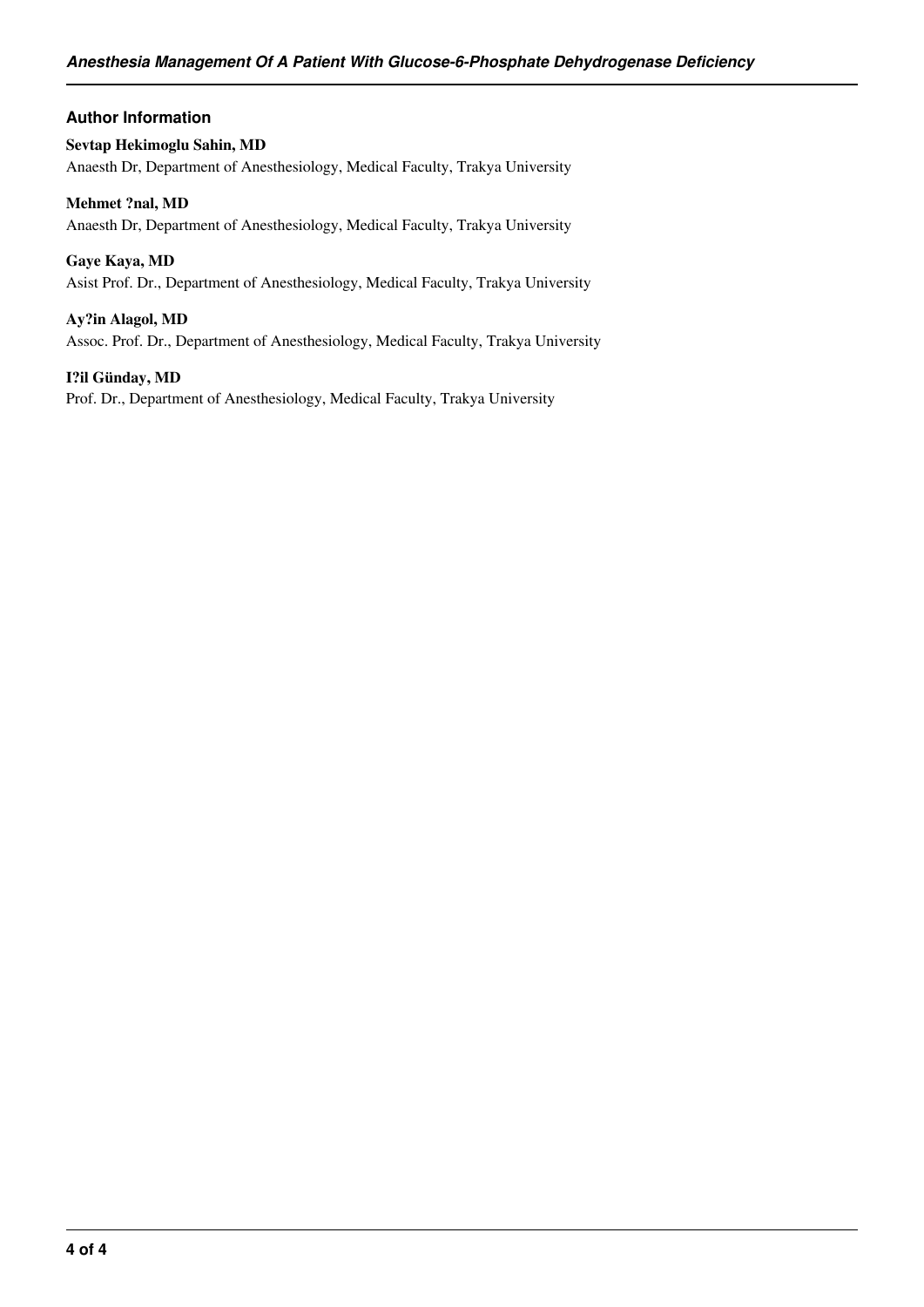### Author Information

**Sevtap Hekimoglu Sahin, MD**
Anaesth Dr, Department of Anesthesiology, Medical Faculty, Trakya University

**Mehmet ?nal, MD**
Anaesth Dr, Department of Anesthesiology, Medical Faculty, Trakya University

**Gaye Kaya, MD**
Asist Prof. Dr., Department of Anesthesiology, Medical Faculty, Trakya University

**Ay?in Alagol, MD**
Assoc. Prof. Dr., Department of Anesthesiology, Medical Faculty, Trakya University

**I?il Günday, MD**
Prof. Dr., Department of Anesthesiology, Medical Faculty, Trakya University